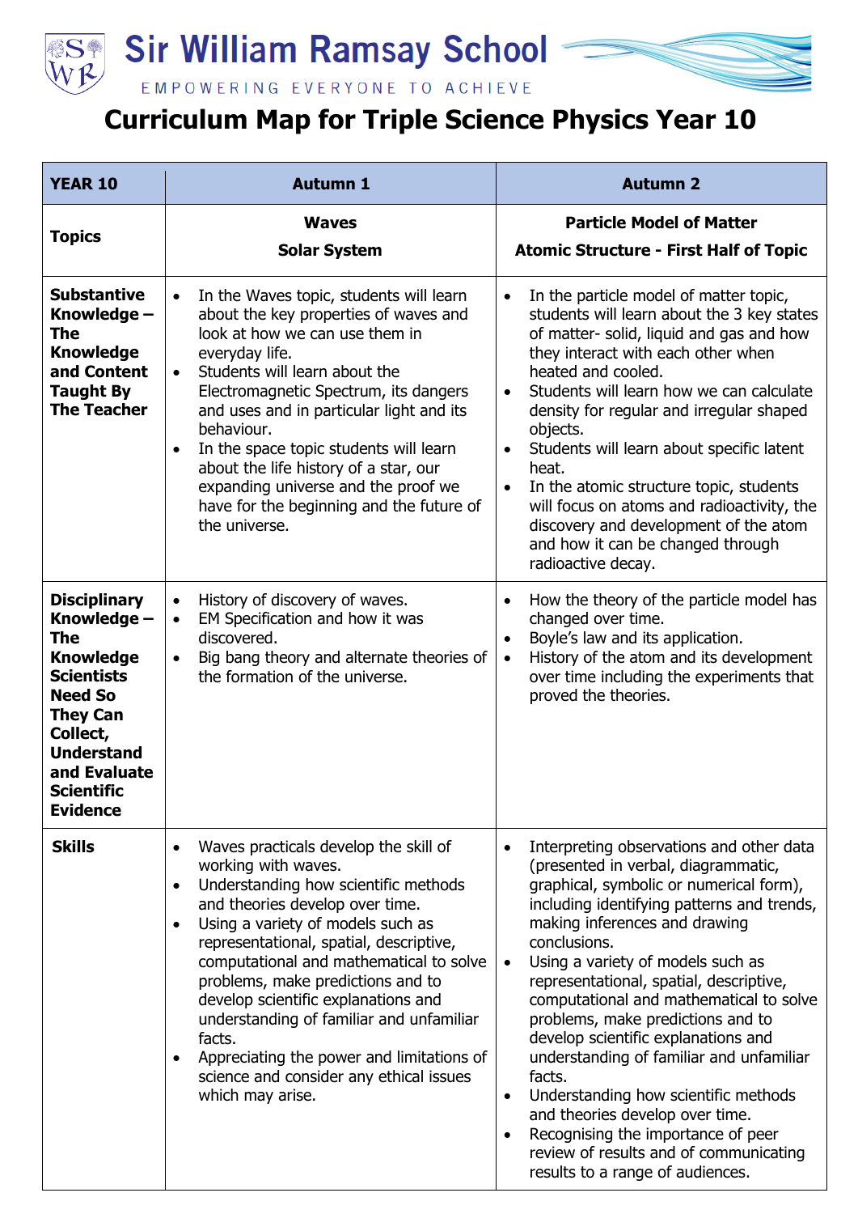# Sir William Ramsay School

EMPOWERING EVERYONE TO ACHIEVE

# Curriculum Map for Triple Science Physics Year 10

| YEAR 10 | Autumn 1 | Autumn 2 |
|---|---|---|
| **Topics** | **Waves**<br>**Solar System** | **Particle Model of Matter**<br>**Atomic Structure - First Half of Topic** |
| **Substantive Knowledge – The Knowledge and Content Taught By The Teacher** | • In the Waves topic, students will learn about the key properties of waves and look at how we can use them in everyday life.<br>• Students will learn about the Electromagnetic Spectrum, its dangers and uses and in particular light and its behaviour.<br>• In the space topic students will learn about the life history of a star, our expanding universe and the proof we have for the beginning and the future of the universe. | • In the particle model of matter topic, students will learn about the 3 key states of matter- solid, liquid and gas and how they interact with each other when heated and cooled.<br>• Students will learn how we can calculate density for regular and irregular shaped objects.<br>• Students will learn about specific latent heat.<br>• In the atomic structure topic, students will focus on atoms and radioactivity, the discovery and development of the atom and how it can be changed through radioactive decay. |
| **Disciplinary Knowledge – The Knowledge Scientists Need So They Can Collect, Understand and Evaluate Scientific Evidence** | • History of discovery of waves.<br>• EM Specification and how it was discovered.<br>• Big bang theory and alternate theories of the formation of the universe. | • How the theory of the particle model has changed over time.<br>• Boyle's law and its application.<br>• History of the atom and its development over time including the experiments that proved the theories. |
| **Skills** | • Waves practicals develop the skill of working with waves.<br>• Understanding how scientific methods and theories develop over time.<br>• Using a variety of models such as representational, spatial, descriptive, computational and mathematical to solve problems, make predictions and to develop scientific explanations and understanding of familiar and unfamiliar facts.<br>• Appreciating the power and limitations of science and consider any ethical issues which may arise. | • Interpreting observations and other data (presented in verbal, diagrammatic, graphical, symbolic or numerical form), including identifying patterns and trends, making inferences and drawing conclusions.<br>• Using a variety of models such as representational, spatial, descriptive, computational and mathematical to solve problems, make predictions and to develop scientific explanations and understanding of familiar and unfamiliar facts.<br>• Understanding how scientific methods and theories develop over time.<br>• Recognising the importance of peer review of results and of communicating results to a range of audiences. |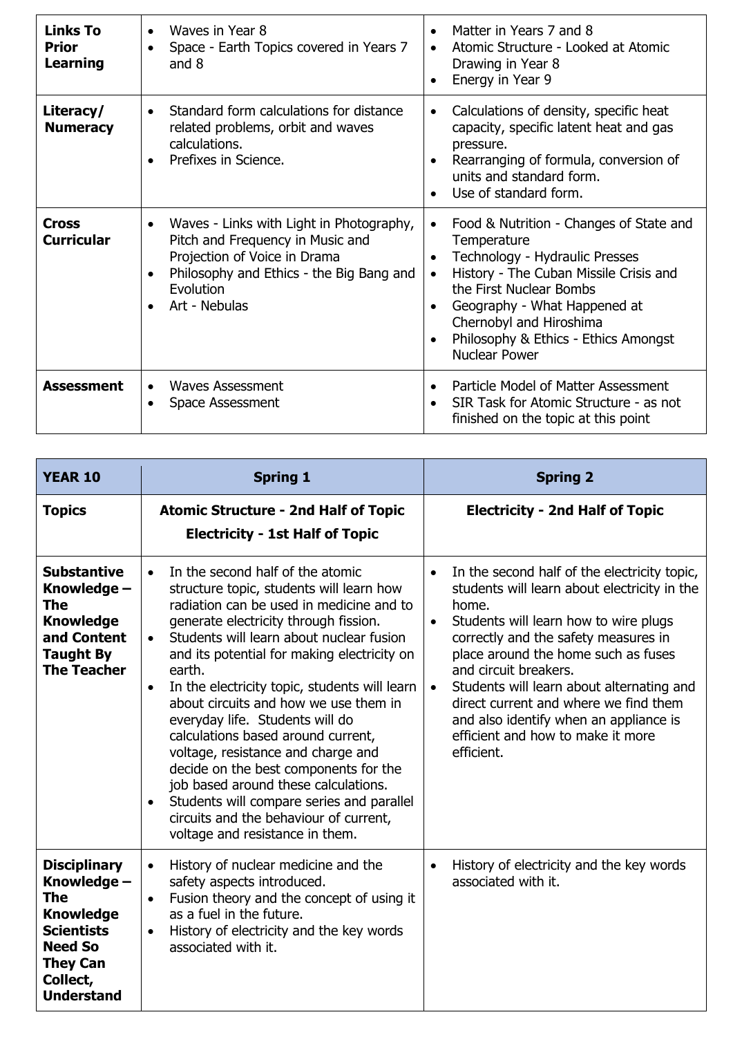| | | |
|---|---|---|
| **Links To Prior Learning** | • Waves in Year 8<br>• Space - Earth Topics covered in Years 7 and 8 | • Matter in Years 7 and 8<br>• Atomic Structure - Looked at Atomic Drawing in Year 8<br>• Energy in Year 9 |
| **Literacy/ Numeracy** | • Standard form calculations for distance related problems, orbit and waves calculations.<br>• Prefixes in Science. | • Calculations of density, specific heat capacity, specific latent heat and gas pressure.<br>• Rearranging of formula, conversion of units and standard form.<br>• Use of standard form. |
| **Cross Curricular** | • Waves - Links with Light in Photography, Pitch and Frequency in Music and Projection of Voice in Drama<br>• Philosophy and Ethics - the Big Bang and Evolution<br>• Art - Nebulas | • Food & Nutrition - Changes of State and Temperature<br>• Technology - Hydraulic Presses<br>• History - The Cuban Missile Crisis and the First Nuclear Bombs<br>• Geography - What Happened at Chernobyl and Hiroshima<br>• Philosophy & Ethics - Ethics Amongst Nuclear Power |
| **Assessment** | • Waves Assessment<br>• Space Assessment | • Particle Model of Matter Assessment<br>• SIR Task for Atomic Structure - as not finished on the topic at this point |

| **YEAR 10** | **Spring 1** | **Spring 2** |
|---|---|---|
| **Topics** | **Atomic Structure - 2nd Half of Topic**<br>**Electricity - 1st Half of Topic** | **Electricity - 2nd Half of Topic** |
| **Substantive Knowledge – The Knowledge and Content Taught By The Teacher** | • In the second half of the atomic structure topic, students will learn how radiation can be used in medicine and to generate electricity through fission.<br>• Students will learn about nuclear fusion and its potential for making electricity on earth.<br>• In the electricity topic, students will learn about circuits and how we use them in everyday life. Students will do calculations based around current, voltage, resistance and charge and decide on the best components for the job based around these calculations.<br>• Students will compare series and parallel circuits and the behaviour of current, voltage and resistance in them. | • In the second half of the electricity topic, students will learn about electricity in the home.<br>• Students will learn how to wire plugs correctly and the safety measures in place around the home such as fuses and circuit breakers.<br>• Students will learn about alternating and direct current and where we find them and also identify when an appliance is efficient and how to make it more efficient. |
| **Disciplinary Knowledge – The Knowledge Scientists Need So They Can Collect, Understand** | • History of nuclear medicine and the safety aspects introduced.<br>• Fusion theory and the concept of using it as a fuel in the future.<br>• History of electricity and the key words associated with it. | • History of electricity and the key words associated with it. |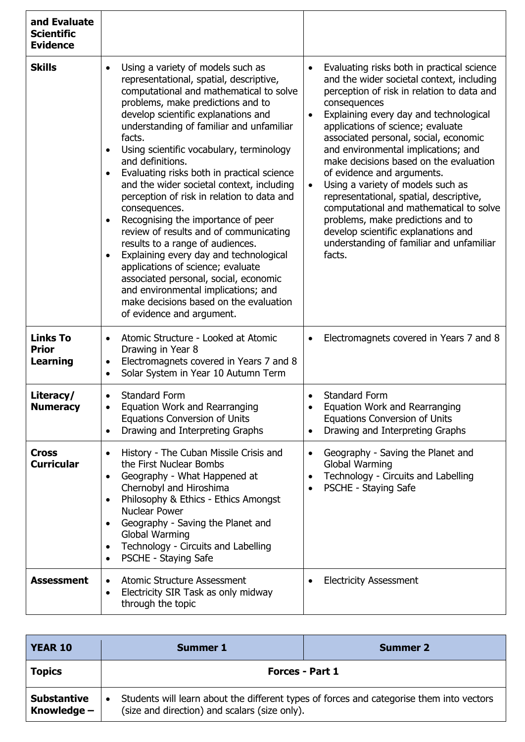| and Evaluate Scientific Evidence | | |
|---|---|---|
| **Skills** | • Using a variety of models such as representational, spatial, descriptive, computational and mathematical to solve problems, make predictions and to develop scientific explanations and understanding of familiar and unfamiliar facts.<br>• Using scientific vocabulary, terminology and definitions.<br>• Evaluating risks both in practical science and the wider societal context, including perception of risk in relation to data and consequences.<br>• Recognising the importance of peer review of results and of communicating results to a range of audiences.<br>• Explaining every day and technological applications of science; evaluate associated personal, social, economic and environmental implications; and make decisions based on the evaluation of evidence and argument. | • Evaluating risks both in practical science and the wider societal context, including perception of risk in relation to data and consequences<br>• Explaining every day and technological applications of science; evaluate associated personal, social, economic and environmental implications; and make decisions based on the evaluation of evidence and arguments.<br>• Using a variety of models such as representational, spatial, descriptive, computational and mathematical to solve problems, make predictions and to develop scientific explanations and understanding of familiar and unfamiliar facts. |
| **Links To Prior Learning** | • Atomic Structure - Looked at Atomic Drawing in Year 8<br>• Electromagnets covered in Years 7 and 8<br>• Solar System in Year 10 Autumn Term | • Electromagnets covered in Years 7 and 8 |
| **Literacy/ Numeracy** | • Standard Form<br>• Equation Work and Rearranging Equations Conversion of Units<br>• Drawing and Interpreting Graphs | • Standard Form<br>• Equation Work and Rearranging Equations Conversion of Units<br>• Drawing and Interpreting Graphs |
| **Cross Curricular** | • History - The Cuban Missile Crisis and the First Nuclear Bombs<br>• Geography - What Happened at Chernobyl and Hiroshima<br>• Philosophy & Ethics - Ethics Amongst Nuclear Power<br>• Geography - Saving the Planet and Global Warming<br>• Technology - Circuits and Labelling<br>• PSCHE - Staying Safe | • Geography - Saving the Planet and Global Warming<br>• Technology - Circuits and Labelling<br>• PSCHE - Staying Safe |
| **Assessment** | • Atomic Structure Assessment<br>• Electricity SIR Task as only midway through the topic | • Electricity Assessment |

| YEAR 10 | Summer 1 | Summer 2 |
|---|---|---|
| **Topics** | **Forces - Part 1** | |
| **Substantive Knowledge –** | • Students will learn about the different types of forces and categorise them into vectors (size and direction) and scalars (size only). | |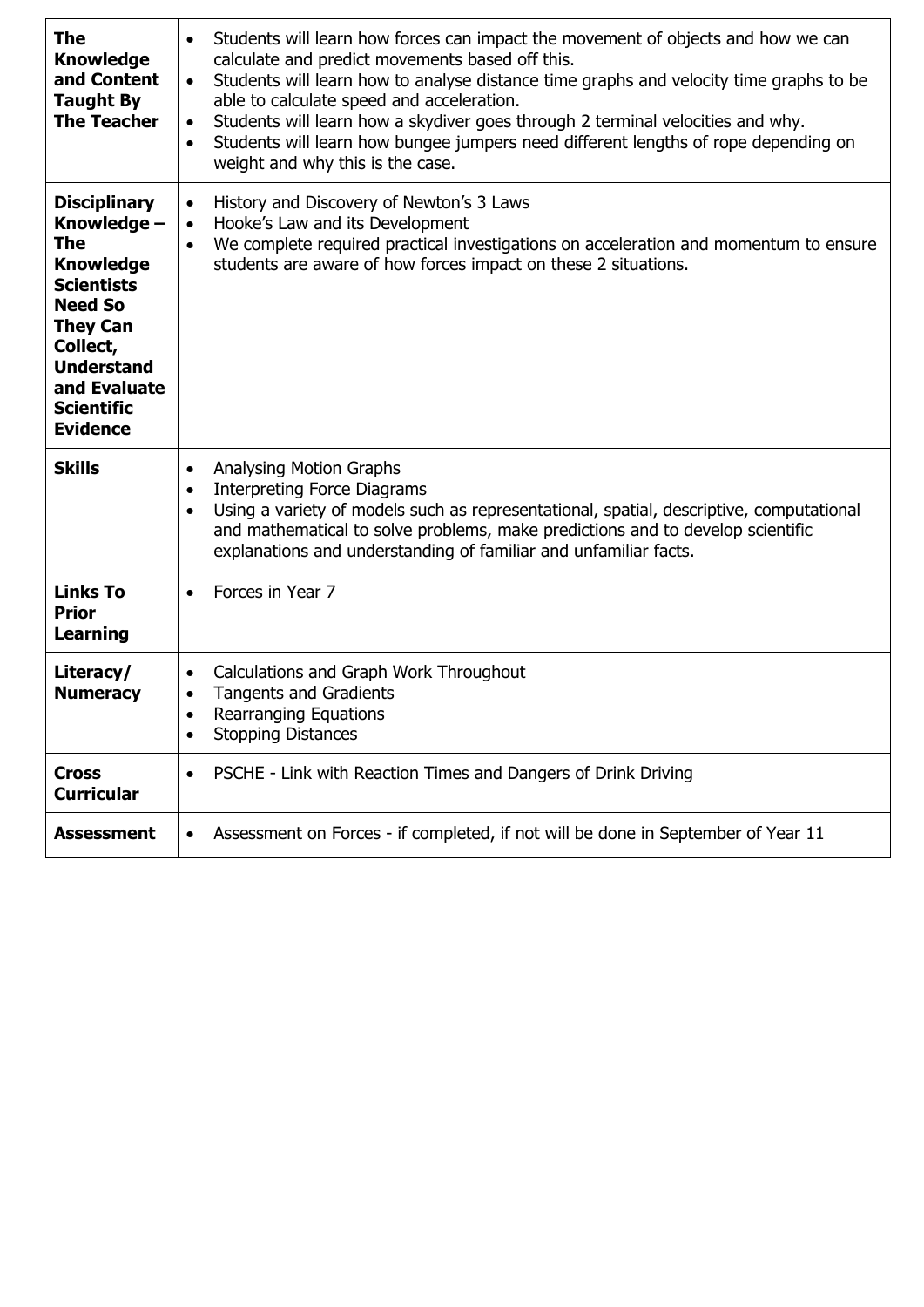| | |
|---|---|
| **The Knowledge and Content Taught By The Teacher** | • Students will learn how forces can impact the movement of objects and how we can calculate and predict movements based off this.<br>• Students will learn how to analyse distance time graphs and velocity time graphs to be able to calculate speed and acceleration.<br>• Students will learn how a skydiver goes through 2 terminal velocities and why.<br>• Students will learn how bungee jumpers need different lengths of rope depending on weight and why this is the case. |
| **Disciplinary Knowledge – The Knowledge Scientists Need So They Can Collect, Understand and Evaluate Scientific Evidence** | • History and Discovery of Newton's 3 Laws<br>• Hooke's Law and its Development<br>• We complete required practical investigations on acceleration and momentum to ensure students are aware of how forces impact on these 2 situations. |
| **Skills** | • Analysing Motion Graphs<br>• Interpreting Force Diagrams<br>• Using a variety of models such as representational, spatial, descriptive, computational and mathematical to solve problems, make predictions and to develop scientific explanations and understanding of familiar and unfamiliar facts. |
| **Links To Prior Learning** | • Forces in Year 7 |
| **Literacy/ Numeracy** | • Calculations and Graph Work Throughout<br>• Tangents and Gradients<br>• Rearranging Equations<br>• Stopping Distances |
| **Cross Curricular** | • PSCHE - Link with Reaction Times and Dangers of Drink Driving |
| **Assessment** | • Assessment on Forces - if completed, if not will be done in September of Year 11 |